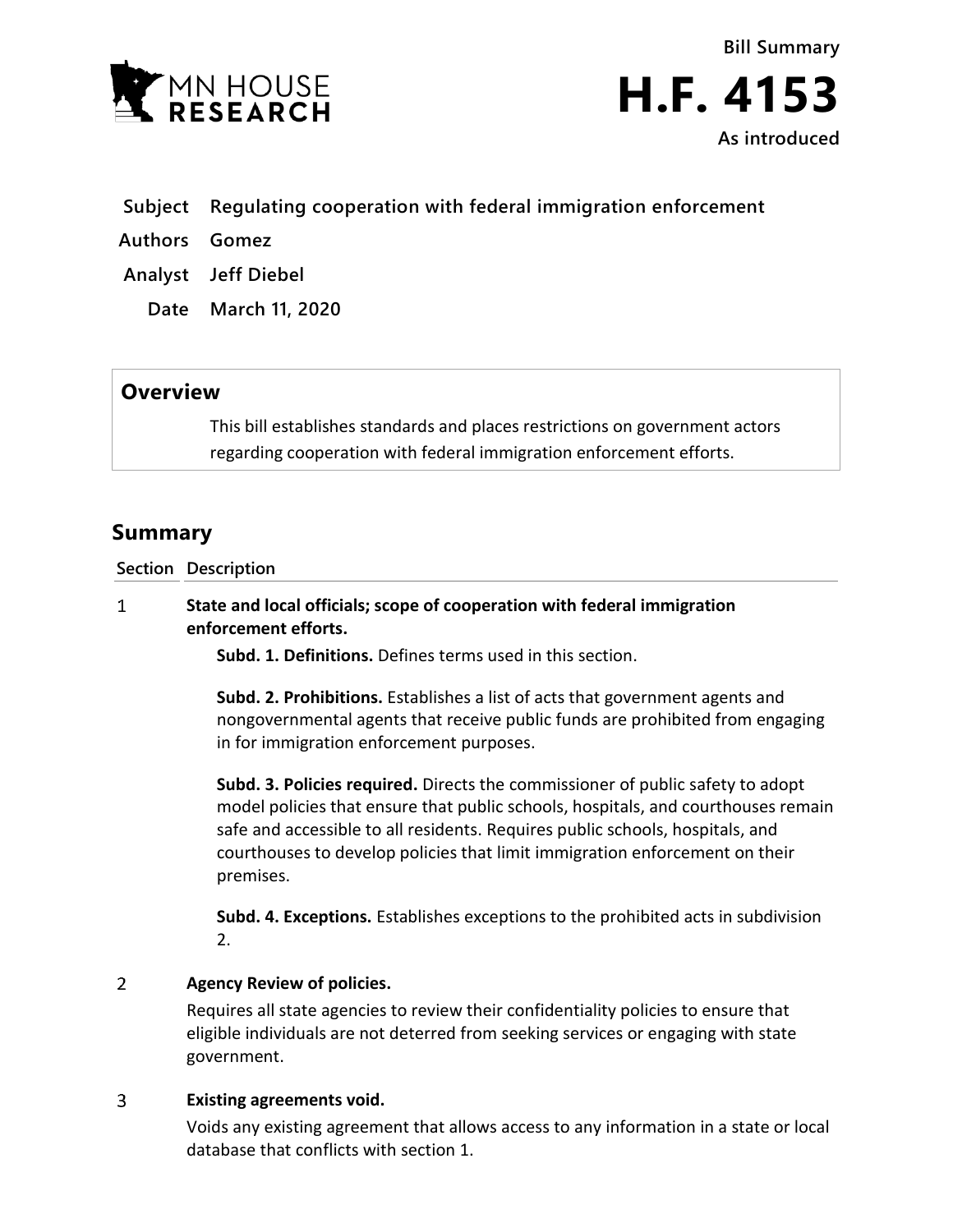MN HOUSE RESEARCH

**Bill Summary**

# H.F. 4153

**As introduced**

**Subject** Regulating cooperation with federal immigration enforcement

**Authors** Gomez

**Analyst** Jeff Diebel

**Date** March 11, 2020

## Overview

This bill establishes standards and places restrictions on government actors regarding cooperation with federal immigration enforcement efforts.

## Summary

| Section | Description |
|---|---|
| 1 | **State and local officials; scope of cooperation with federal immigration enforcement efforts.**<br><br>**Subd. 1. Definitions.** Defines terms used in this section.<br><br>**Subd. 2. Prohibitions.** Establishes a list of acts that government agents and nongovernmental agents that receive public funds are prohibited from engaging in for immigration enforcement purposes.<br><br>**Subd. 3. Policies required.** Directs the commissioner of public safety to adopt model policies that ensure that public schools, hospitals, and courthouses remain safe and accessible to all residents. Requires public schools, hospitals, and courthouses to develop policies that limit immigration enforcement on their premises.<br><br>**Subd. 4. Exceptions.** Establishes exceptions to the prohibited acts in subdivision 2. |
| 2 | **Agency Review of policies.**<br><br>Requires all state agencies to review their confidentiality policies to ensure that eligible individuals are not deterred from seeking services or engaging with state government. |
| 3 | **Existing agreements void.**<br><br>Voids any existing agreement that allows access to any information in a state or local database that conflicts with section 1. |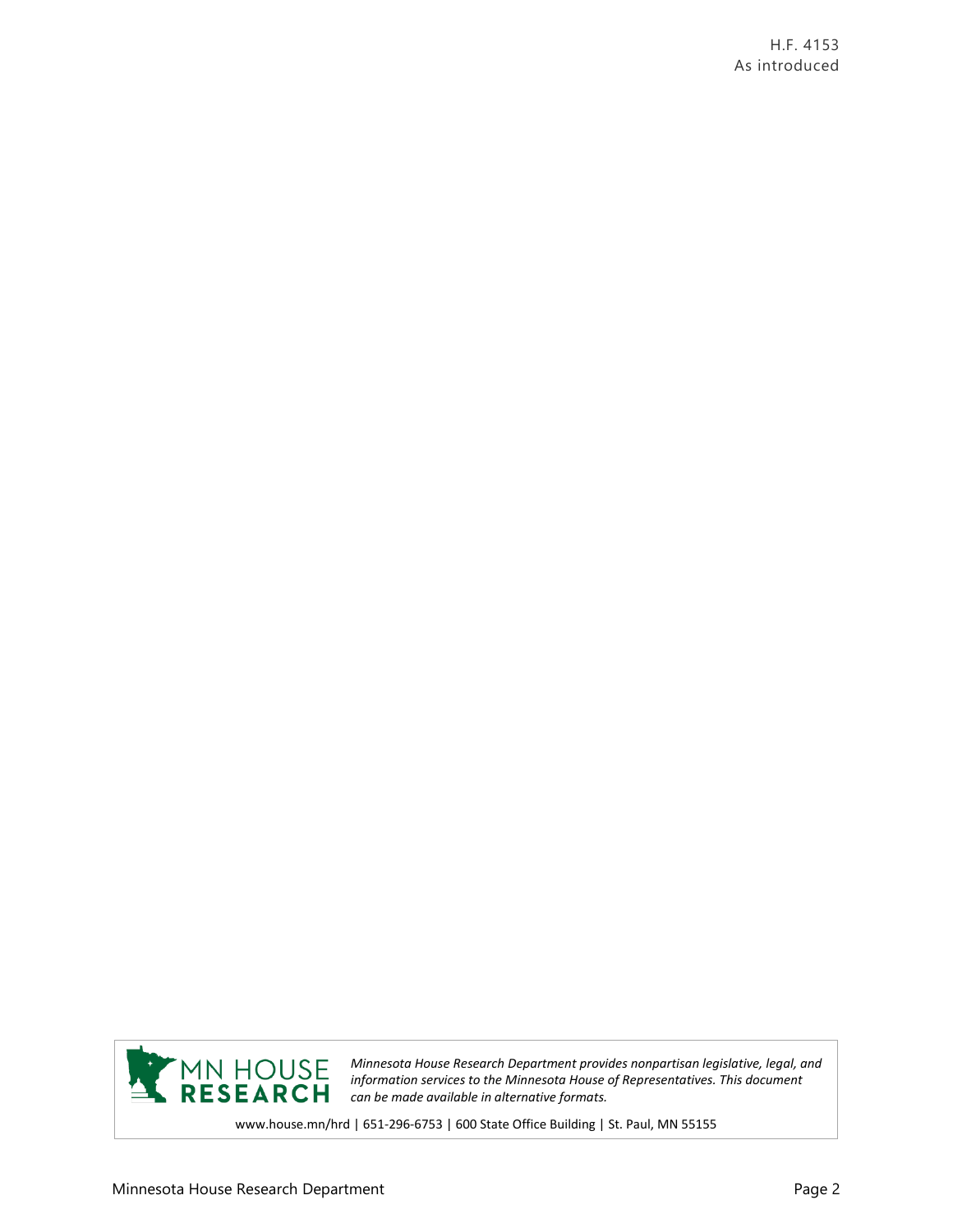MN HOUSE RESEARCH

*Minnesota House Research Department provides nonpartisan legislative, legal, and information services to the Minnesota House of Representatives. This document can be made available in alternative formats.*

www.house.mn/hrd | 651-296-6753 | 600 State Office Building | St. Paul, MN 55155